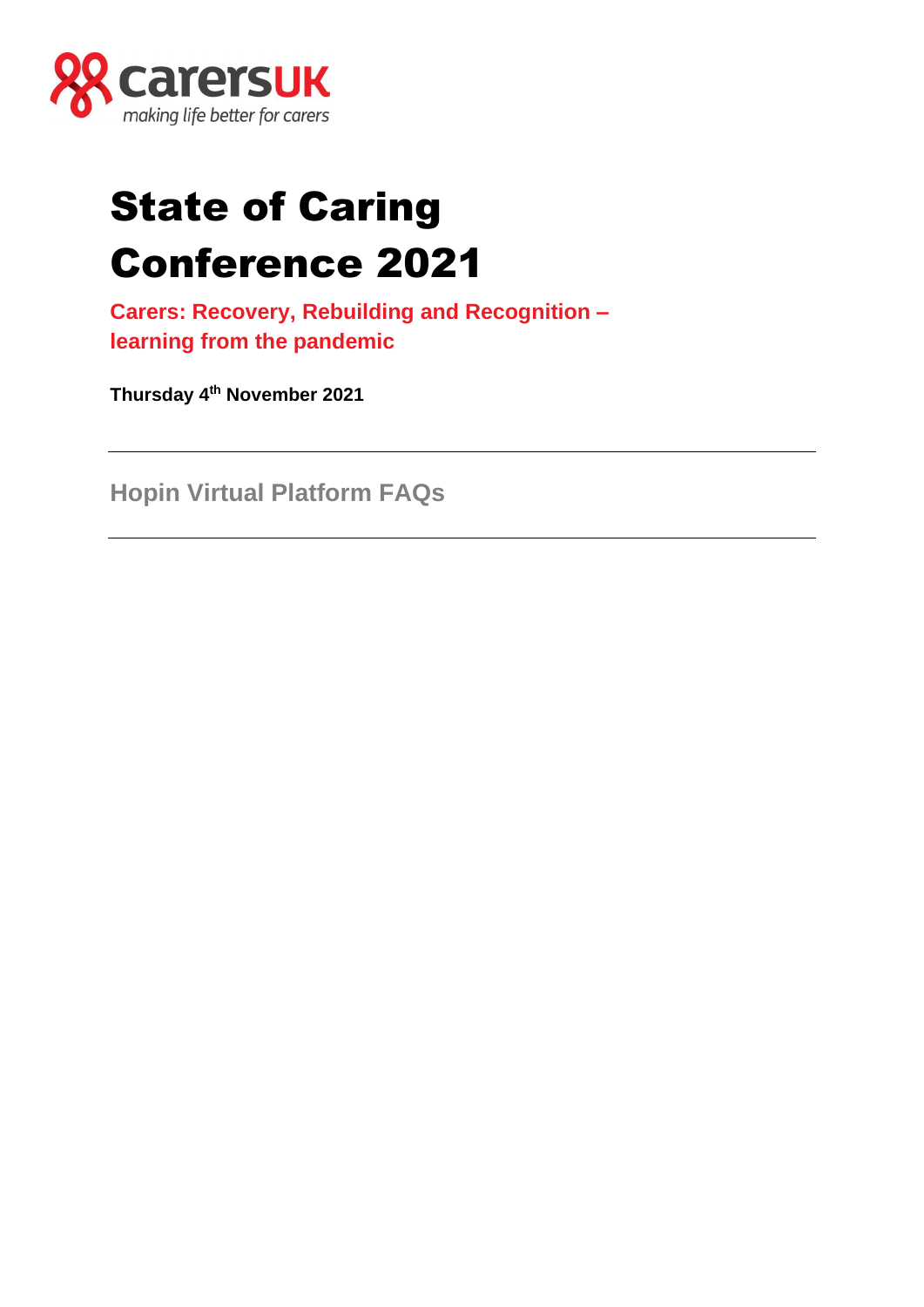carersUK

making life better for carers

# State of Caring Conference 2021

**Carers: Recovery, Rebuilding and Recognition – learning from the pandemic**

**Thursday 4th November 2021**

---

## Hopin Virtual Platform FAQs

---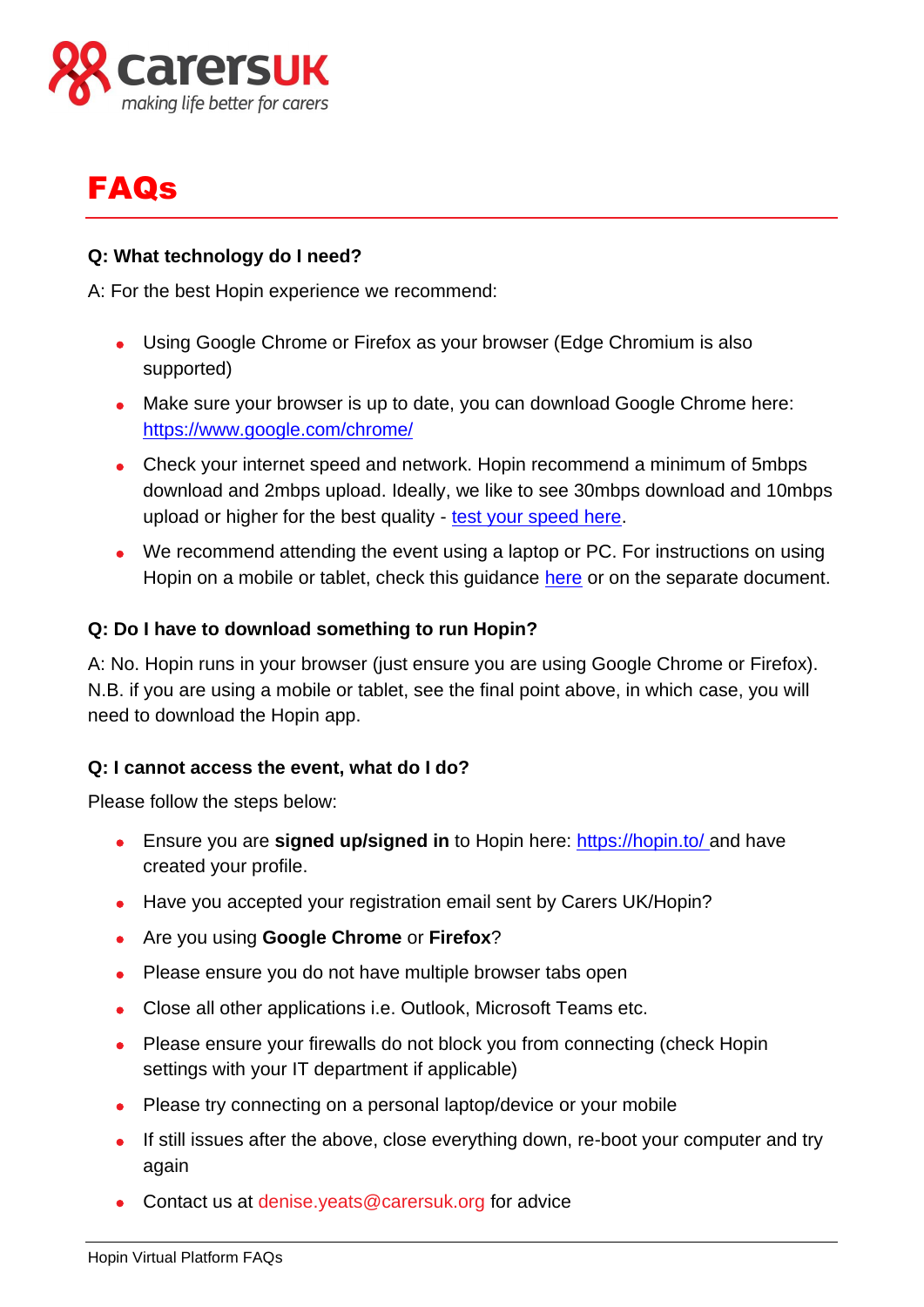carersUK
making life better for carers

# FAQs

**Q: What technology do I need?**

A: For the best Hopin experience we recommend:

- Using Google Chrome or Firefox as your browser (Edge Chromium is also supported)
- Make sure your browser is up to date, you can download Google Chrome here: https://www.google.com/chrome/
- Check your internet speed and network. Hopin recommend a minimum of 5mbps download and 2mbps upload. Ideally, we like to see 30mbps download and 10mbps upload or higher for the best quality - test your speed here.
- We recommend attending the event using a laptop or PC. For instructions on using Hopin on a mobile or tablet, check this guidance here or on the separate document.

**Q: Do I have to download something to run Hopin?**

A: No. Hopin runs in your browser (just ensure you are using Google Chrome or Firefox). N.B. if you are using a mobile or tablet, see the final point above, in which case, you will need to download the Hopin app.

**Q: I cannot access the event, what do I do?**

Please follow the steps below:

- Ensure you are **signed up/signed in** to Hopin here: https://hopin.to/ and have created your profile.
- Have you accepted your registration email sent by Carers UK/Hopin?
- Are you using **Google Chrome** or **Firefox**?
- Please ensure you do not have multiple browser tabs open
- Close all other applications i.e. Outlook, Microsoft Teams etc.
- Please ensure your firewalls do not block you from connecting (check Hopin settings with your IT department if applicable)
- Please try connecting on a personal laptop/device or your mobile
- If still issues after the above, close everything down, re-boot your computer and try again
- Contact us at denise.yeats@carersuk.org for advice